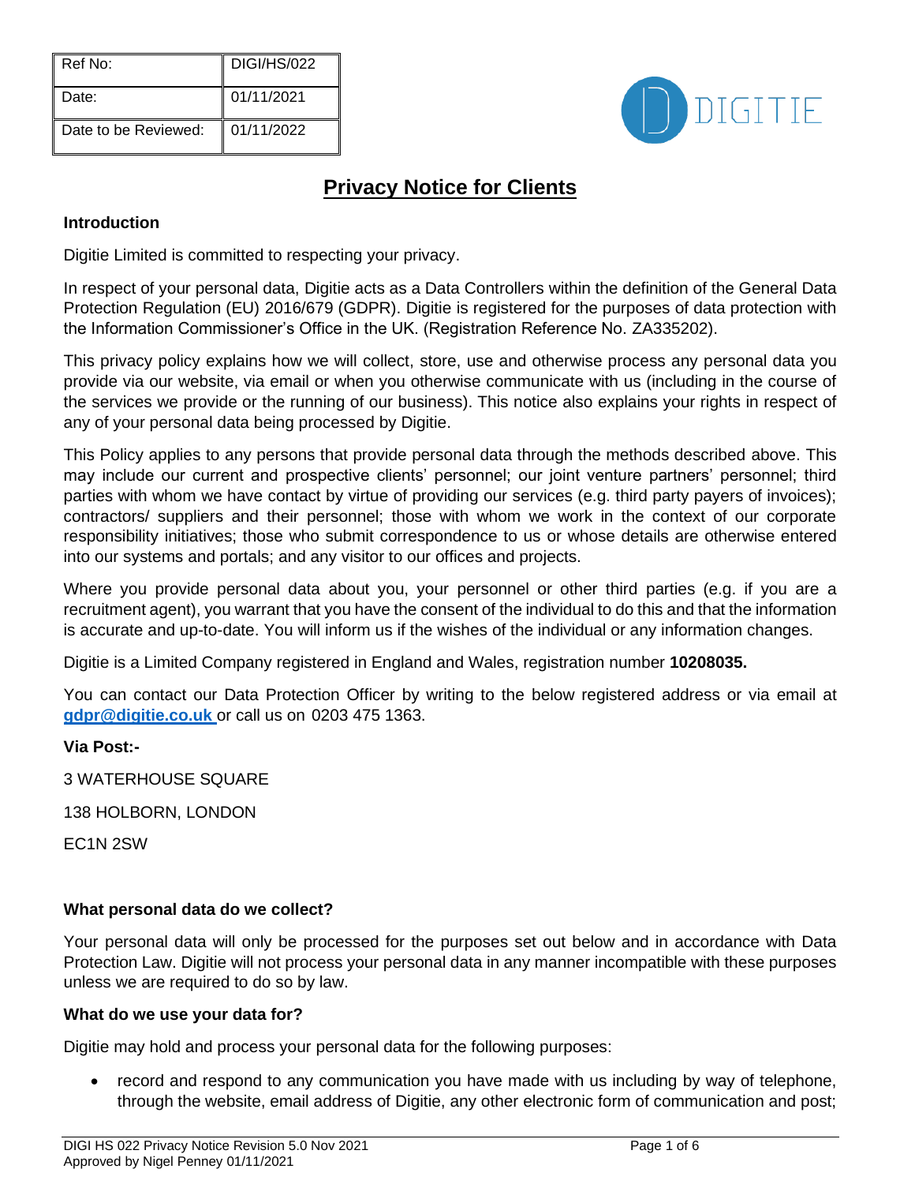| Ref No: | DIGI/HS/022 |
| --- | --- |
| Date: | 01/11/2021 |
| Date to be Reviewed: | 01/11/2022 |

# Privacy Notice for Clients

### Introduction

Digitie Limited is committed to respecting your privacy.

In respect of your personal data, Digitie acts as a Data Controllers within the definition of the General Data Protection Regulation (EU) 2016/679 (GDPR). Digitie is registered for the purposes of data protection with the Information Commissioner's Office in the UK. (Registration Reference No. ZA335202).

This privacy policy explains how we will collect, store, use and otherwise process any personal data you provide via our website, via email or when you otherwise communicate with us (including in the course of the services we provide or the running of our business). This notice also explains your rights in respect of any of your personal data being processed by Digitie.

This Policy applies to any persons that provide personal data through the methods described above. This may include our current and prospective clients' personnel; our joint venture partners' personnel; third parties with whom we have contact by virtue of providing our services (e.g. third party payers of invoices); contractors/ suppliers and their personnel; those with whom we work in the context of our corporate responsibility initiatives; those who submit correspondence to us or whose details are otherwise entered into our systems and portals; and any visitor to our offices and projects.

Where you provide personal data about you, your personnel or other third parties (e.g. if you are a recruitment agent), you warrant that you have the consent of the individual to do this and that the information is accurate and up-to-date. You will inform us if the wishes of the individual or any information changes.

Digitie is a Limited Company registered in England and Wales, registration number **10208035.**

You can contact our Data Protection Officer by writing to the below registered address or via email at **gdpr@digitie.co.uk** or call us on 0203 475 1363.

**Via Post:-**

3 WATERHOUSE SQUARE

138 HOLBORN, LONDON

EC1N 2SW

### What personal data do we collect?

Your personal data will only be processed for the purposes set out below and in accordance with Data Protection Law. Digitie will not process your personal data in any manner incompatible with these purposes unless we are required to do so by law.

### What do we use your data for?

Digitie may hold and process your personal data for the following purposes:

- record and respond to any communication you have made with us including by way of telephone, through the website, email address of Digitie, any other electronic form of communication and post;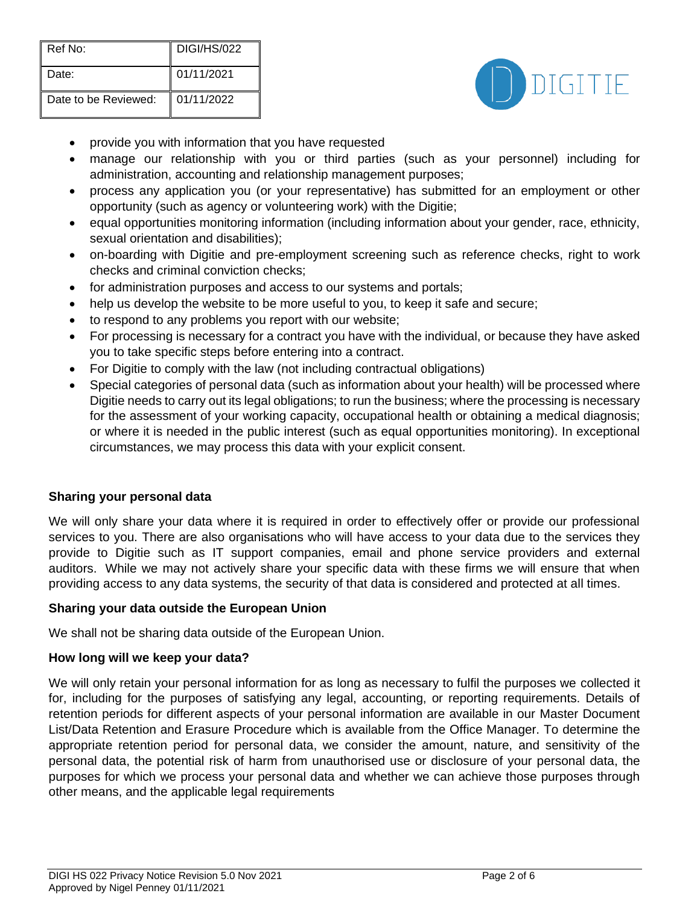- provide you with information that you have requested
- manage our relationship with you or third parties (such as your personnel) including for administration, accounting and relationship management purposes;
- process any application you (or your representative) has submitted for an employment or other opportunity (such as agency or volunteering work) with the Digitie;
- equal opportunities monitoring information (including information about your gender, race, ethnicity, sexual orientation and disabilities);
- on-boarding with Digitie and pre-employment screening such as reference checks, right to work checks and criminal conviction checks;
- for administration purposes and access to our systems and portals;
- help us develop the website to be more useful to you, to keep it safe and secure;
- to respond to any problems you report with our website;
- For processing is necessary for a contract you have with the individual, or because they have asked you to take specific steps before entering into a contract.
- For Digitie to comply with the law (not including contractual obligations)
- Special categories of personal data (such as information about your health) will be processed where Digitie needs to carry out its legal obligations; to run the business; where the processing is necessary for the assessment of your working capacity, occupational health or obtaining a medical diagnosis; or where it is needed in the public interest (such as equal opportunities monitoring). In exceptional circumstances, we may process this data with your explicit consent.

**Sharing your personal data**

We will only share your data where it is required in order to effectively offer or provide our professional services to you. There are also organisations who will have access to your data due to the services they provide to Digitie such as IT support companies, email and phone service providers and external auditors. While we may not actively share your specific data with these firms we will ensure that when providing access to any data systems, the security of that data is considered and protected at all times.

**Sharing your data outside the European Union**

We shall not be sharing data outside of the European Union.

**How long will we keep your data?**

We will only retain your personal information for as long as necessary to fulfil the purposes we collected it for, including for the purposes of satisfying any legal, accounting, or reporting requirements. Details of retention periods for different aspects of your personal information are available in our Master Document List/Data Retention and Erasure Procedure which is available from the Office Manager. To determine the appropriate retention period for personal data, we consider the amount, nature, and sensitivity of the personal data, the potential risk of harm from unauthorised use or disclosure of your personal data, the purposes for which we process your personal data and whether we can achieve those purposes through other means, and the applicable legal requirements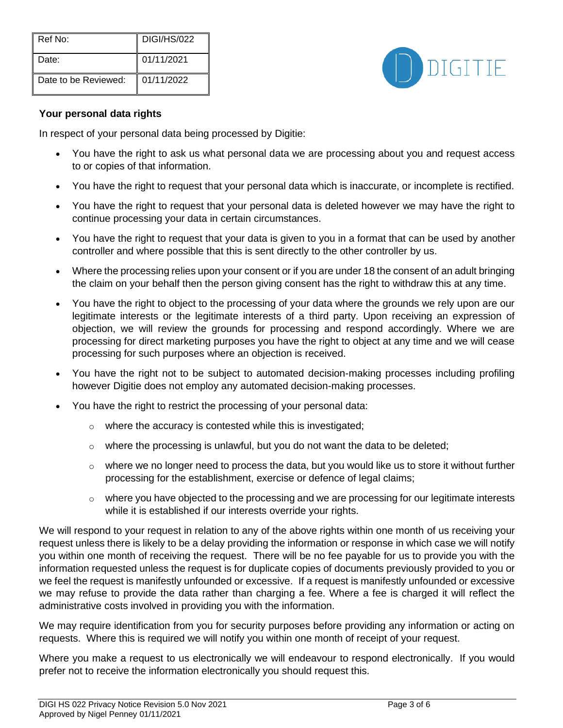| Ref No: | DIGI/HS/022 |
| --- | --- |
| Date: | 01/11/2021 |
| Date to be Reviewed: | 01/11/2022 |

**Your personal data rights**

In respect of your personal data being processed by Digitie:

- You have the right to ask us what personal data we are processing about you and request access to or copies of that information.
- You have the right to request that your personal data which is inaccurate, or incomplete is rectified.
- You have the right to request that your personal data is deleted however we may have the right to continue processing your data in certain circumstances.
- You have the right to request that your data is given to you in a format that can be used by another controller and where possible that this is sent directly to the other controller by us.
- Where the processing relies upon your consent or if you are under 18 the consent of an adult bringing the claim on your behalf then the person giving consent has the right to withdraw this at any time.
- You have the right to object to the processing of your data where the grounds we rely upon are our legitimate interests or the legitimate interests of a third party. Upon receiving an expression of objection, we will review the grounds for processing and respond accordingly. Where we are processing for direct marketing purposes you have the right to object at any time and we will cease processing for such purposes where an objection is received.
- You have the right not to be subject to automated decision-making processes including profiling however Digitie does not employ any automated decision-making processes.
- You have the right to restrict the processing of your personal data:
  - where the accuracy is contested while this is investigated;
  - where the processing is unlawful, but you do not want the data to be deleted;
  - where we no longer need to process the data, but you would like us to store it without further processing for the establishment, exercise or defence of legal claims;
  - where you have objected to the processing and we are processing for our legitimate interests while it is established if our interests override your rights.

We will respond to your request in relation to any of the above rights within one month of us receiving your request unless there is likely to be a delay providing the information or response in which case we will notify you within one month of receiving the request. There will be no fee payable for us to provide you with the information requested unless the request is for duplicate copies of documents previously provided to you or we feel the request is manifestly unfounded or excessive. If a request is manifestly unfounded or excessive we may refuse to provide the data rather than charging a fee. Where a fee is charged it will reflect the administrative costs involved in providing you with the information.

We may require identification from you for security purposes before providing any information or acting on requests. Where this is required we will notify you within one month of receipt of your request.

Where you make a request to us electronically we will endeavour to respond electronically. If you would prefer not to receive the information electronically you should request this.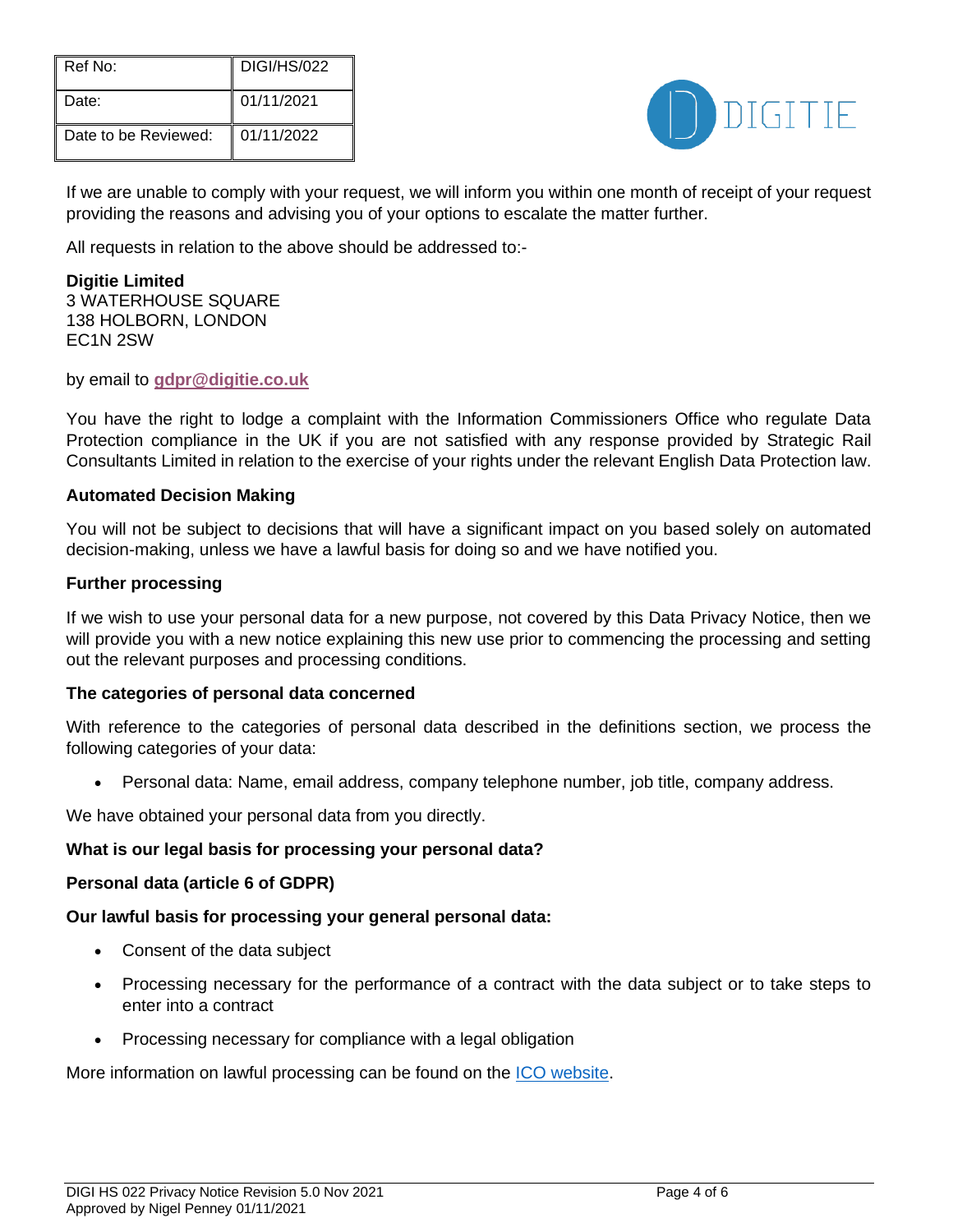If we are unable to comply with your request, we will inform you within one month of receipt of your request providing the reasons and advising you of your options to escalate the matter further.

All requests in relation to the above should be addressed to:-

**Digitie Limited**
3 WATERHOUSE SQUARE
138 HOLBORN, LONDON
EC1N 2SW

by email to **gdpr@digitie.co.uk**

You have the right to lodge a complaint with the Information Commissioners Office who regulate Data Protection compliance in the UK if you are not satisfied with any response provided by Strategic Rail Consultants Limited in relation to the exercise of your rights under the relevant English Data Protection law.

**Automated Decision Making**

You will not be subject to decisions that will have a significant impact on you based solely on automated decision-making, unless we have a lawful basis for doing so and we have notified you.

**Further processing**

If we wish to use your personal data for a new purpose, not covered by this Data Privacy Notice, then we will provide you with a new notice explaining this new use prior to commencing the processing and setting out the relevant purposes and processing conditions.

**The categories of personal data concerned**

With reference to the categories of personal data described in the definitions section, we process the following categories of your data:

- Personal data: Name, email address, company telephone number, job title, company address.

We have obtained your personal data from you directly.

**What is our legal basis for processing your personal data?**

**Personal data (article 6 of GDPR)**

**Our lawful basis for processing your general personal data:**

- Consent of the data subject
- Processing necessary for the performance of a contract with the data subject or to take steps to enter into a contract
- Processing necessary for compliance with a legal obligation

More information on lawful processing can be found on the ICO website.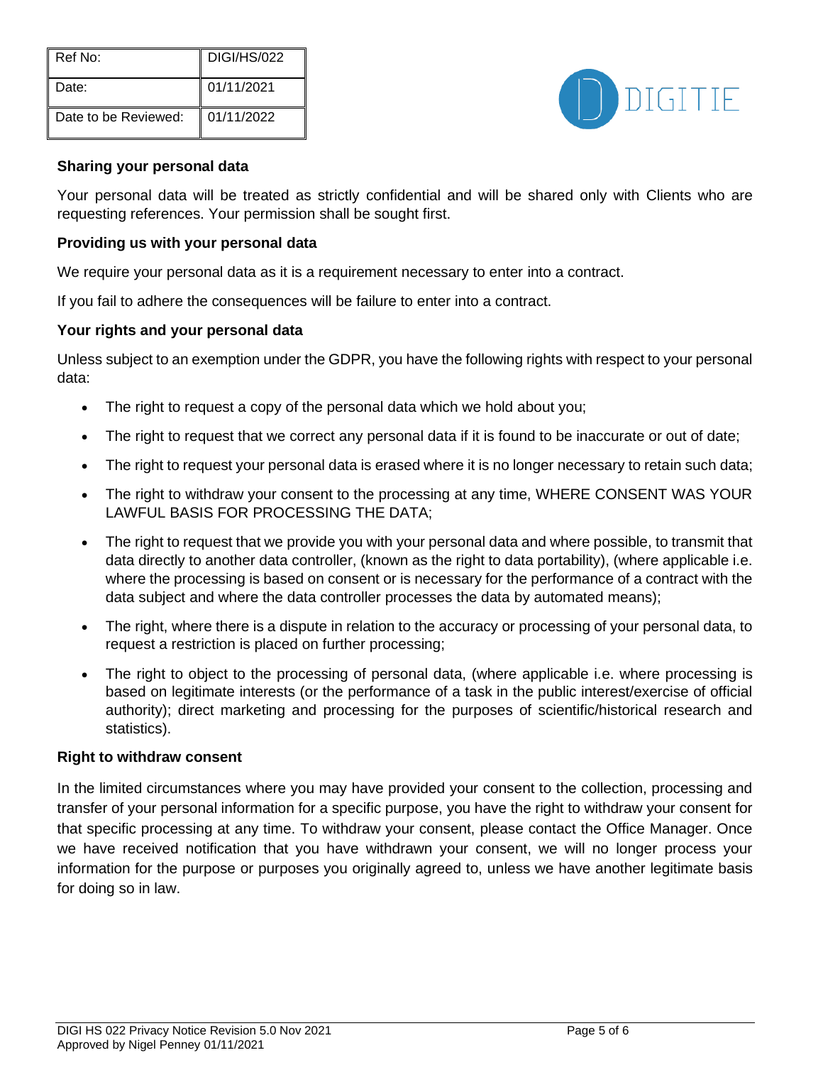| Ref No: | DIGI/HS/022 |
|---|---|
| Date: | 01/11/2021 |
| Date to be Reviewed: | 01/11/2022 |

**Sharing your personal data**

Your personal data will be treated as strictly confidential and will be shared only with Clients who are requesting references. Your permission shall be sought first.

**Providing us with your personal data**

We require your personal data as it is a requirement necessary to enter into a contract.

If you fail to adhere the consequences will be failure to enter into a contract.

**Your rights and your personal data**

Unless subject to an exemption under the GDPR, you have the following rights with respect to your personal data:

- The right to request a copy of the personal data which we hold about you;
- The right to request that we correct any personal data if it is found to be inaccurate or out of date;
- The right to request your personal data is erased where it is no longer necessary to retain such data;
- The right to withdraw your consent to the processing at any time, WHERE CONSENT WAS YOUR LAWFUL BASIS FOR PROCESSING THE DATA;
- The right to request that we provide you with your personal data and where possible, to transmit that data directly to another data controller, (known as the right to data portability), (where applicable i.e. where the processing is based on consent or is necessary for the performance of a contract with the data subject and where the data controller processes the data by automated means);
- The right, where there is a dispute in relation to the accuracy or processing of your personal data, to request a restriction is placed on further processing;
- The right to object to the processing of personal data, (where applicable i.e. where processing is based on legitimate interests (or the performance of a task in the public interest/exercise of official authority); direct marketing and processing for the purposes of scientific/historical research and statistics).

**Right to withdraw consent**

In the limited circumstances where you may have provided your consent to the collection, processing and transfer of your personal information for a specific purpose, you have the right to withdraw your consent for that specific processing at any time. To withdraw your consent, please contact the Office Manager. Once we have received notification that you have withdrawn your consent, we will no longer process your information for the purpose or purposes you originally agreed to, unless we have another legitimate basis for doing so in law.

DIGI HS 022 Privacy Notice Revision 5.0 Nov 2021
Approved by Nigel Penney 01/11/2021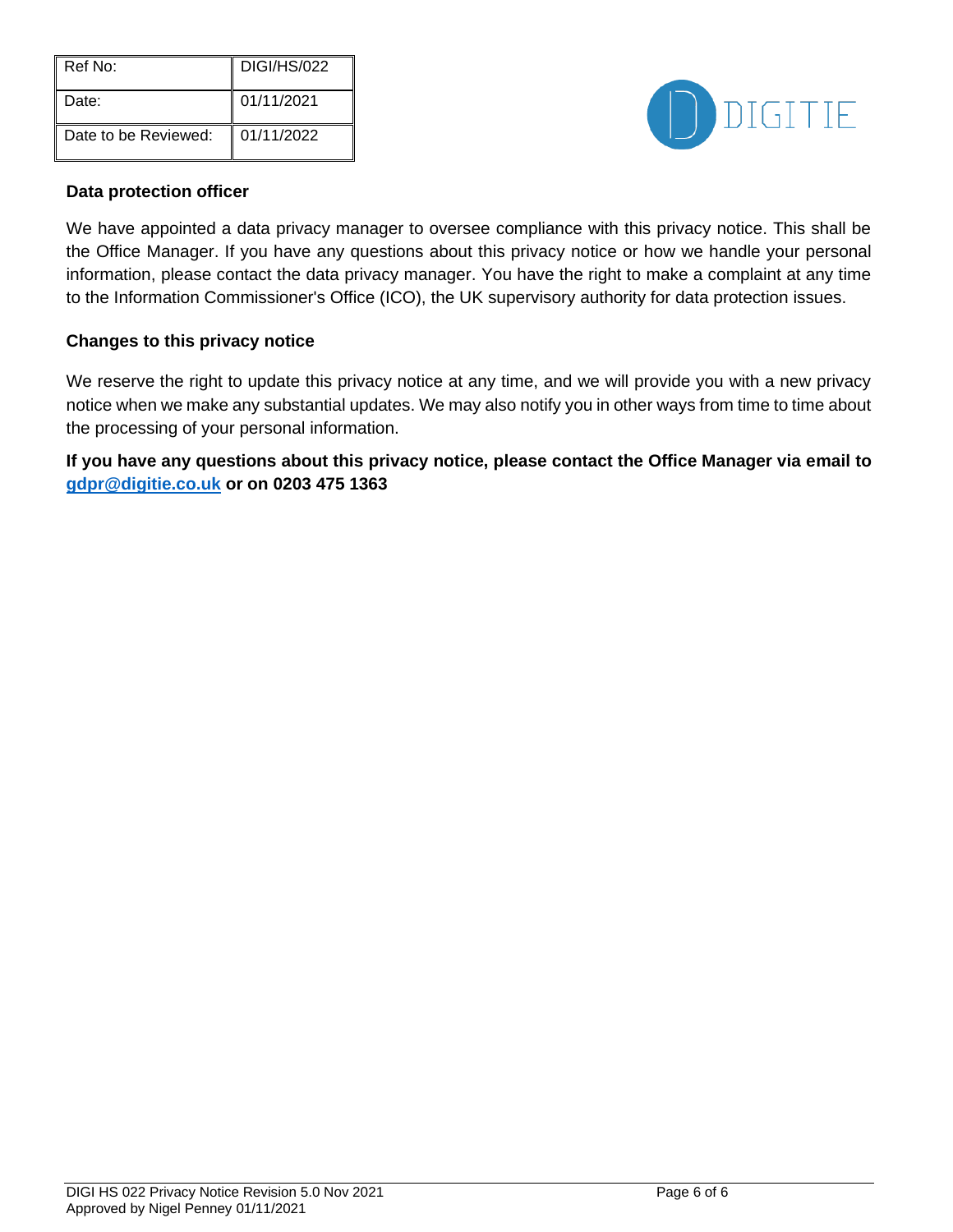| | |
|---|---|
| Ref No: | DIGI/HS/022 |
| Date: | 01/11/2021 |
| Date to be Reviewed: | 01/11/2022 |

### Data protection officer

We have appointed a data privacy manager to oversee compliance with this privacy notice. This shall be the Office Manager. If you have any questions about this privacy notice or how we handle your personal information, please contact the data privacy manager. You have the right to make a complaint at any time to the Information Commissioner's Office (ICO), the UK supervisory authority for data protection issues.

### Changes to this privacy notice

We reserve the right to update this privacy notice at any time, and we will provide you with a new privacy notice when we make any substantial updates. We may also notify you in other ways from time to time about the processing of your personal information.

**If you have any questions about this privacy notice, please contact the Office Manager via email to gdpr@digitie.co.uk or on 0203 475 1363**

DIGI HS 022 Privacy Notice Revision 5.0 Nov 2021
Approved by Nigel Penney 01/11/2021